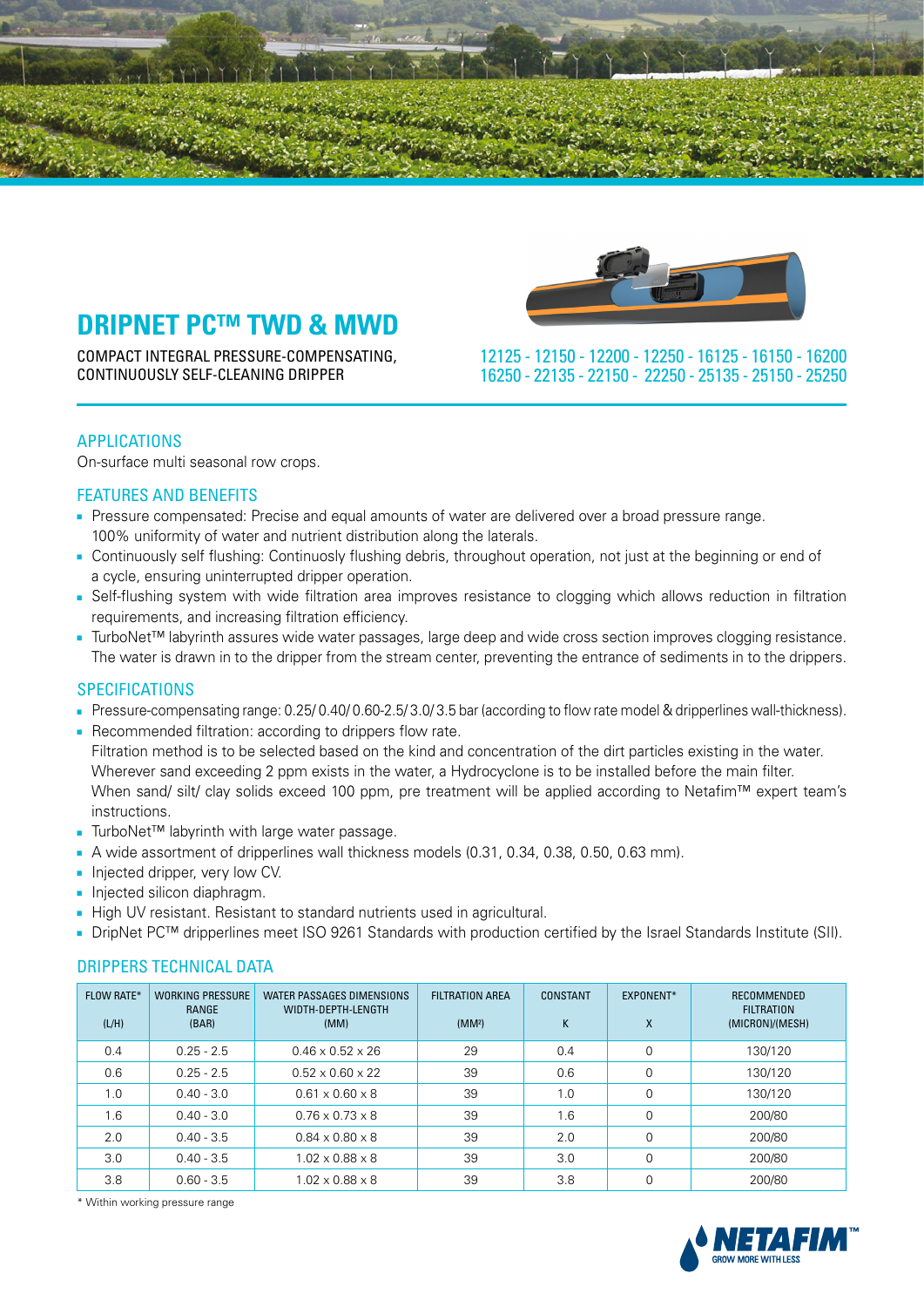# DRIPNET PC™ TWD & MWD

COMPACT INTEGRAL PRESSURE-COMPENSATING, CONTINUOUSLY SELF-CLEANING DRIPPER

12125 - 12150 - 12200 - 12250 - 16125 - 16150 - 16200
16250 - 22135 - 22150 - 22250 - 25135 - 25150 - 25250

## APPLICATIONS

On-surface multi seasonal row crops.

## FEATURES AND BENEFITS

- Pressure compensated: Precise and equal amounts of water are delivered over a broad pressure range. 100% uniformity of water and nutrient distribution along the laterals.
- Continuosly self flushing: Continuosly flushing debris, throughout operation, not just at the beginning or end of a cycle, ensuring uninterrupted dripper operation.
- Self-flushing system with wide filtration area improves resistance to clogging which allows reduction in filtration requirements, and increasing filtration efficiency.
- TurboNet™ labyrinth assures wide water passages, large deep and wide cross section improves clogging resistance. The water is drawn in to the dripper from the stream center, preventing the entrance of sediments in to the drippers.

## SPECIFICATIONS

- Pressure-compensating range: 0.25/ 0.40/ 0.60-2.5/ 3.0/ 3.5 bar (according to flow rate model & dripperlines wall-thickness).
- Recommended filtration: according to drippers flow rate.
  Filtration method is to be selected based on the kind and concentration of the dirt particles existing in the water. Wherever sand exceeding 2 ppm exists in the water, a Hydrocyclone is to be installed before the main filter. When sand/ silt/ clay solids exceed 100 ppm, pre treatment will be applied according to Netafim™ expert team's instructions.
- TurboNet™ labyrinth with large water passage.
- A wide assortment of dripperlines wall thickness models (0.31, 0.34, 0.38, 0.50, 0.63 mm).
- Injected dripper, very low CV.
- Injected silicon diaphragm.
- High UV resistant. Resistant to standard nutrients used in agricultural.
- DripNet PC™ dripperlines meet ISO 9261 Standards with production certified by the Israel Standards Institute (SII).

## DRIPPERS TECHNICAL DATA

| FLOW RATE* (L/H) | WORKING PRESSURE RANGE (BAR) | WATER PASSAGES DIMENSIONS WIDTH-DEPTH-LENGTH (MM) | FILTRATION AREA ($MM^2$) | CONSTANT K | EXPONENT* X | RECOMMENDED FILTRATION (MICRON)/(MESH) |
|---|---|---|---|---|---|---|
| 0.4 | 0.25 - 2.5 | 0.46 x 0.52 x 26 | 29 | 0.4 | 0 | 130/120 |
| 0.6 | 0.25 - 2.5 | 0.52 x 0.60 x 22 | 39 | 0.6 | 0 | 130/120 |
| 1.0 | 0.40 - 3.0 | 0.61 x 0.60 x 8 | 39 | 1.0 | 0 | 130/120 |
| 1.6 | 0.40 - 3.0 | 0.76 x 0.73 x 8 | 39 | 1.6 | 0 | 200/80 |
| 2.0 | 0.40 - 3.5 | 0.84 x 0.80 x 8 | 39 | 2.0 | 0 | 200/80 |
| 3.0 | 0.40 - 3.5 | 1.02 x 0.88 x 8 | 39 | 3.0 | 0 | 200/80 |
| 3.8 | 0.60 - 3.5 | 1.02 x 0.88 x 8 | 39 | 3.8 | 0 | 200/80 |

\* Within working pressure range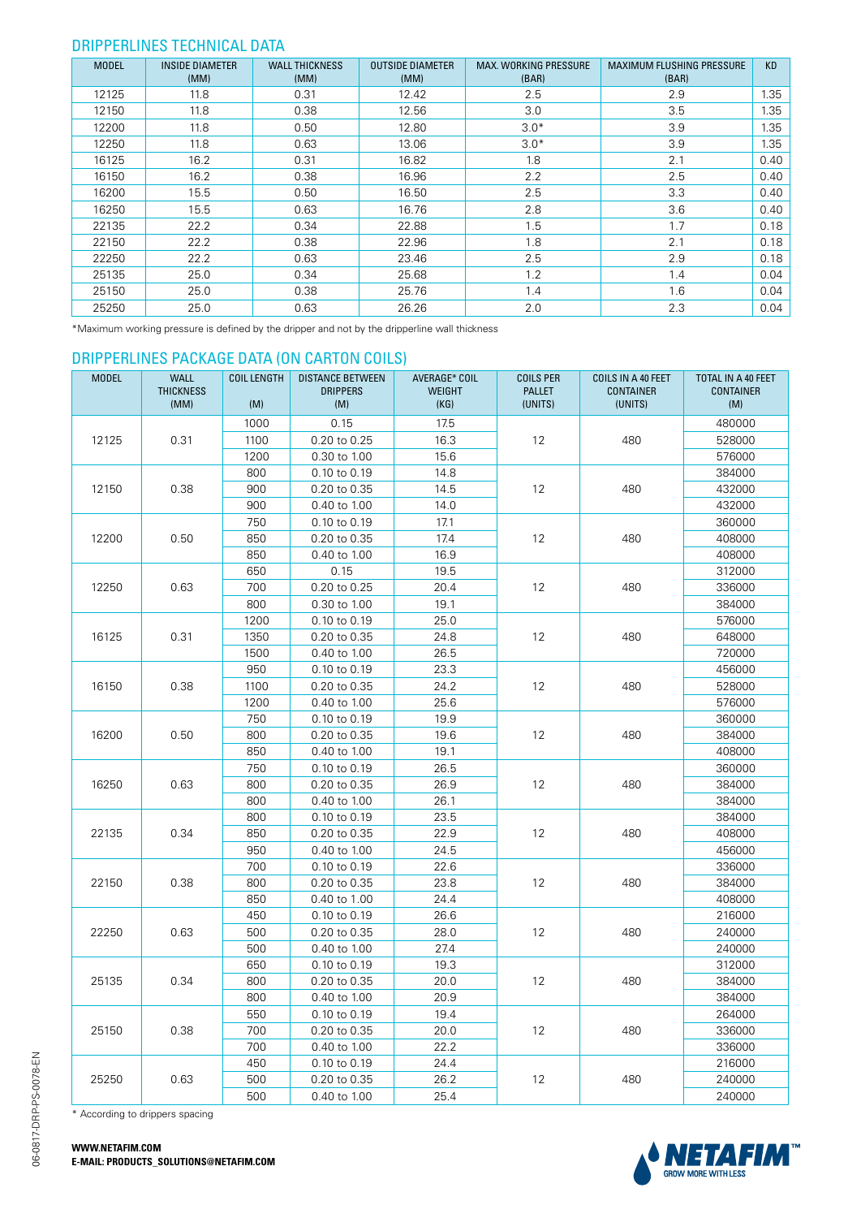## DRIPPERLINES TECHNICAL DATA

| MODEL | INSIDE DIAMETER (MM) | WALL THICKNESS (MM) | OUTSIDE DIAMETER (MM) | MAX. WORKING PRESSURE (BAR) | MAXIMUM FLUSHING PRESSURE (BAR) | KD |
|---|---|---|---|---|---|---|
| 12125 | 11.8 | 0.31 | 12.42 | 2.5 | 2.9 | 1.35 |
| 12150 | 11.8 | 0.38 | 12.56 | 3.0 | 3.5 | 1.35 |
| 12200 | 11.8 | 0.50 | 12.80 | 3.0* | 3.9 | 1.35 |
| 12250 | 11.8 | 0.63 | 13.06 | 3.0* | 3.9 | 1.35 |
| 16125 | 16.2 | 0.31 | 16.82 | 1.8 | 2.1 | 0.40 |
| 16150 | 16.2 | 0.38 | 16.96 | 2.2 | 2.5 | 0.40 |
| 16200 | 15.5 | 0.50 | 16.50 | 2.5 | 3.3 | 0.40 |
| 16250 | 15.5 | 0.63 | 16.76 | 2.8 | 3.6 | 0.40 |
| 22135 | 22.2 | 0.34 | 22.88 | 1.5 | 1.7 | 0.18 |
| 22150 | 22.2 | 0.38 | 22.96 | 1.8 | 2.1 | 0.18 |
| 22250 | 22.2 | 0.63 | 23.46 | 2.5 | 2.9 | 0.18 |
| 25135 | 25.0 | 0.34 | 25.68 | 1.2 | 1.4 | 0.04 |
| 25150 | 25.0 | 0.38 | 25.76 | 1.4 | 1.6 | 0.04 |
| 25250 | 25.0 | 0.63 | 26.26 | 2.0 | 2.3 | 0.04 |

*Maximum working pressure is defined by the dripper and not by the dripperline wall thickness

## DRIPPERLINES PACKAGE DATA (ON CARTON COILS)

| MODEL | WALL THICKNESS (MM) | COIL LENGTH (M) | DISTANCE BETWEEN DRIPPERS (M) | AVERAGE* COIL WEIGHT (KG) | COILS PER PALLET (UNITS) | COILS IN A 40 FEET CONTAINER (UNITS) | TOTAL IN A 40 FEET CONTAINER (M) |
|---|---|---|---|---|---|---|---|
| 12125 | 0.31 | 1000 | 0.15 | 17.5 | 12 | 480 | 480000 |
| | | 1100 | 0.20 to 0.25 | 16.3 | | | 528000 |
| | | 1200 | 0.30 to 1.00 | 15.6 | | | 576000 |
| 12150 | 0.38 | 800 | 0.10 to 0.19 | 14.8 | 12 | 480 | 384000 |
| | | 900 | 0.20 to 0.35 | 14.5 | | | 432000 |
| | | 900 | 0.40 to 1.00 | 14.0 | | | 432000 |
| 12200 | 0.50 | 750 | 0.10 to 0.19 | 17.1 | 12 | 480 | 360000 |
| | | 850 | 0.20 to 0.35 | 17.4 | | | 408000 |
| | | 850 | 0.40 to 1.00 | 16.9 | | | 408000 |
| 12250 | 0.63 | 650 | 0.15 | 19.5 | 12 | 480 | 312000 |
| | | 700 | 0.20 to 0.25 | 20.4 | | | 336000 |
| | | 800 | 0.30 to 1.00 | 19.1 | | | 384000 |
| 16125 | 0.31 | 1200 | 0.10 to 0.19 | 25.0 | 12 | 480 | 576000 |
| | | 1350 | 0.20 to 0.35 | 24.8 | | | 648000 |
| | | 1500 | 0.40 to 1.00 | 26.5 | | | 720000 |
| 16150 | 0.38 | 950 | 0.10 to 0.19 | 23.3 | 12 | 480 | 456000 |
| | | 1100 | 0.20 to 0.35 | 24.2 | | | 528000 |
| | | 1200 | 0.40 to 1.00 | 25.6 | | | 576000 |
| 16200 | 0.50 | 750 | 0.10 to 0.19 | 19.9 | 12 | 480 | 360000 |
| | | 800 | 0.20 to 0.35 | 19.6 | | | 384000 |
| | | 850 | 0.40 to 1.00 | 19.1 | | | 408000 |
| 16250 | 0.63 | 750 | 0.10 to 0.19 | 26.5 | 12 | 480 | 360000 |
| | | 800 | 0.20 to 0.35 | 26.9 | | | 384000 |
| | | 800 | 0.40 to 1.00 | 26.1 | | | 384000 |
| 22135 | 0.34 | 800 | 0.10 to 0.19 | 23.5 | 12 | 480 | 384000 |
| | | 850 | 0.20 to 0.35 | 22.9 | | | 408000 |
| | | 950 | 0.40 to 1.00 | 24.5 | | | 456000 |
| 22150 | 0.38 | 700 | 0.10 to 0.19 | 22.6 | 12 | 480 | 336000 |
| | | 800 | 0.20 to 0.35 | 23.8 | | | 384000 |
| | | 850 | 0.40 to 1.00 | 24.4 | | | 408000 |
| 22250 | 0.63 | 450 | 0.10 to 0.19 | 26.6 | 12 | 480 | 216000 |
| | | 500 | 0.20 to 0.35 | 28.0 | | | 240000 |
| | | 500 | 0.40 to 1.00 | 27.4 | | | 240000 |
| 25135 | 0.34 | 650 | 0.10 to 0.19 | 19.3 | 12 | 480 | 312000 |
| | | 800 | 0.20 to 0.35 | 20.0 | | | 384000 |
| | | 800 | 0.40 to 1.00 | 20.9 | | | 384000 |
| 25150 | 0.38 | 550 | 0.10 to 0.19 | 19.4 | 12 | 480 | 264000 |
| | | 700 | 0.20 to 0.35 | 20.0 | | | 336000 |
| | | 700 | 0.40 to 1.00 | 22.2 | | | 336000 |
| 25250 | 0.63 | 450 | 0.10 to 0.19 | 24.4 | 12 | 480 | 216000 |
| | | 500 | 0.20 to 0.35 | 26.2 | | | 240000 |
| | | 500 | 0.40 to 1.00 | 25.4 | | | 240000 |

* According to drippers spacing

06-0817-DRP-PS-0078-EN

**WWW.NETAFIM.COM**
**E-MAIL: PRODUCTS_SOLUTIONS@NETAFIM.COM**

NETAFIM™ GROW MORE WITH LESS